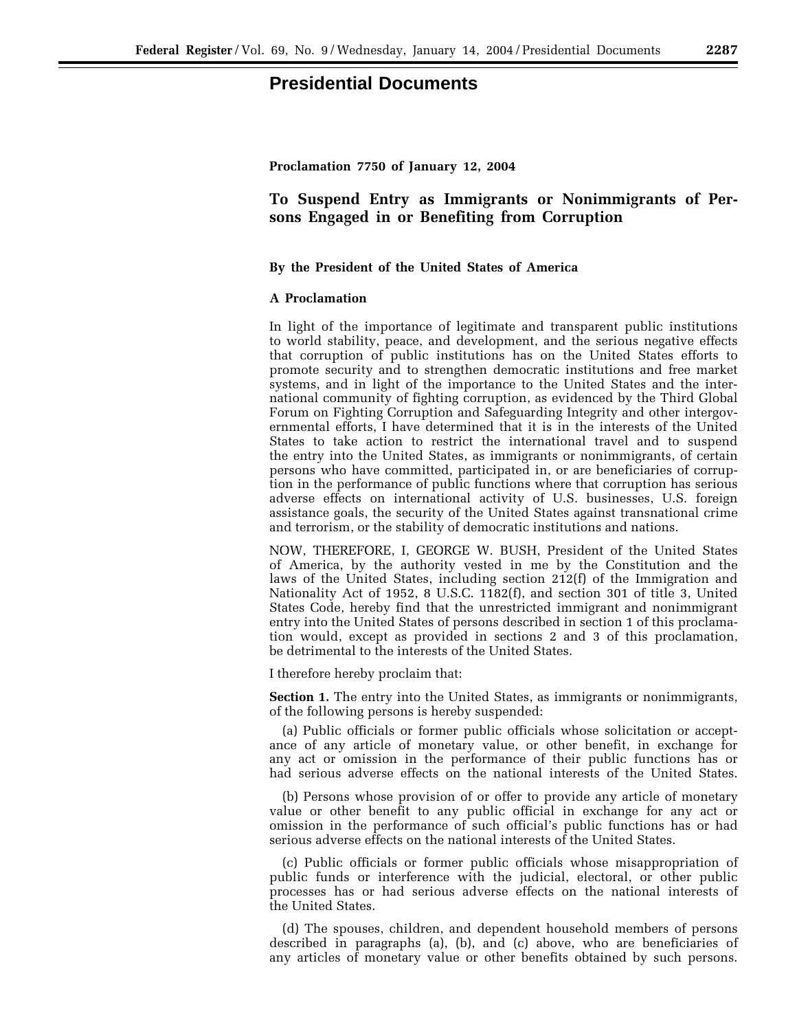# Presidential Documents

**Proclamation 7750 of January 12, 2004**

## To Suspend Entry as Immigrants or Nonimmigrants of Persons Engaged in or Benefiting from Corruption

**By the President of the United States of America**

**A Proclamation**

In light of the importance of legitimate and transparent public institutions to world stability, peace, and development, and the serious negative effects that corruption of public institutions has on the United States efforts to promote security and to strengthen democratic institutions and free market systems, and in light of the importance to the United States and the international community of fighting corruption, as evidenced by the Third Global Forum on Fighting Corruption and Safeguarding Integrity and other intergovernmental efforts, I have determined that it is in the interests of the United States to take action to restrict the international travel and to suspend the entry into the United States, as immigrants or nonimmigrants, of certain persons who have committed, participated in, or are beneficiaries of corruption in the performance of public functions where that corruption has serious adverse effects on international activity of U.S. businesses, U.S. foreign assistance goals, the security of the United States against transnational crime and terrorism, or the stability of democratic institutions and nations.

NOW, THEREFORE, I, GEORGE W. BUSH, President of the United States of America, by the authority vested in me by the Constitution and the laws of the United States, including section 212(f) of the Immigration and Nationality Act of 1952, 8 U.S.C. 1182(f), and section 301 of title 3, United States Code, hereby find that the unrestricted immigrant and nonimmigrant entry into the United States of persons described in section 1 of this proclamation would, except as provided in sections 2 and 3 of this proclamation, be detrimental to the interests of the United States.

I therefore hereby proclaim that:

**Section 1.** The entry into the United States, as immigrants or nonimmigrants, of the following persons is hereby suspended:

(a) Public officials or former public officials whose solicitation or acceptance of any article of monetary value, or other benefit, in exchange for any act or omission in the performance of their public functions has or had serious adverse effects on the national interests of the United States.

(b) Persons whose provision of or offer to provide any article of monetary value or other benefit to any public official in exchange for any act or omission in the performance of such official's public functions has or had serious adverse effects on the national interests of the United States.

(c) Public officials or former public officials whose misappropriation of public funds or interference with the judicial, electoral, or other public processes has or had serious adverse effects on the national interests of the United States.

(d) The spouses, children, and dependent household members of persons described in paragraphs (a), (b), and (c) above, who are beneficiaries of any articles of monetary value or other benefits obtained by such persons.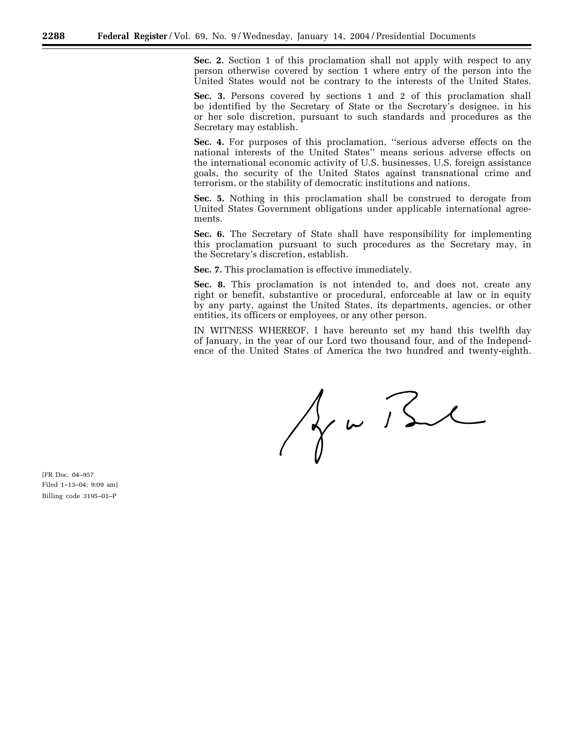**Sec. 2.** Section 1 of this proclamation shall not apply with respect to any person otherwise covered by section 1 where entry of the person into the United States would not be contrary to the interests of the United States.

**Sec. 3.** Persons covered by sections 1 and 2 of this proclamation shall be identified by the Secretary of State or the Secretary's designee, in his or her sole discretion, pursuant to such standards and procedures as the Secretary may establish.

**Sec. 4.** For purposes of this proclamation, ''serious adverse effects on the national interests of the United States'' means serious adverse effects on the international economic activity of U.S. businesses, U.S. foreign assistance goals, the security of the United States against transnational crime and terrorism, or the stability of democratic institutions and nations.

**Sec. 5.** Nothing in this proclamation shall be construed to derogate from United States Government obligations under applicable international agreements.

**Sec. 6.** The Secretary of State shall have responsibility for implementing this proclamation pursuant to such procedures as the Secretary may, in the Secretary's discretion, establish.

**Sec. 7.** This proclamation is effective immediately.

**Sec. 8.** This proclamation is not intended to, and does not, create any right or benefit, substantive or procedural, enforceable at law or in equity by any party, against the United States, its departments, agencies, or other entities, its officers or employees, or any other person.

IN WITNESS WHEREOF, I have hereunto set my hand this twelfth day of January, in the year of our Lord two thousand four, and of the Independence of the United States of America the two hundred and twenty-eighth.

[FR Doc. 04–957
Filed 1–13–04; 9:09 am]
Billing code 3195–01–P